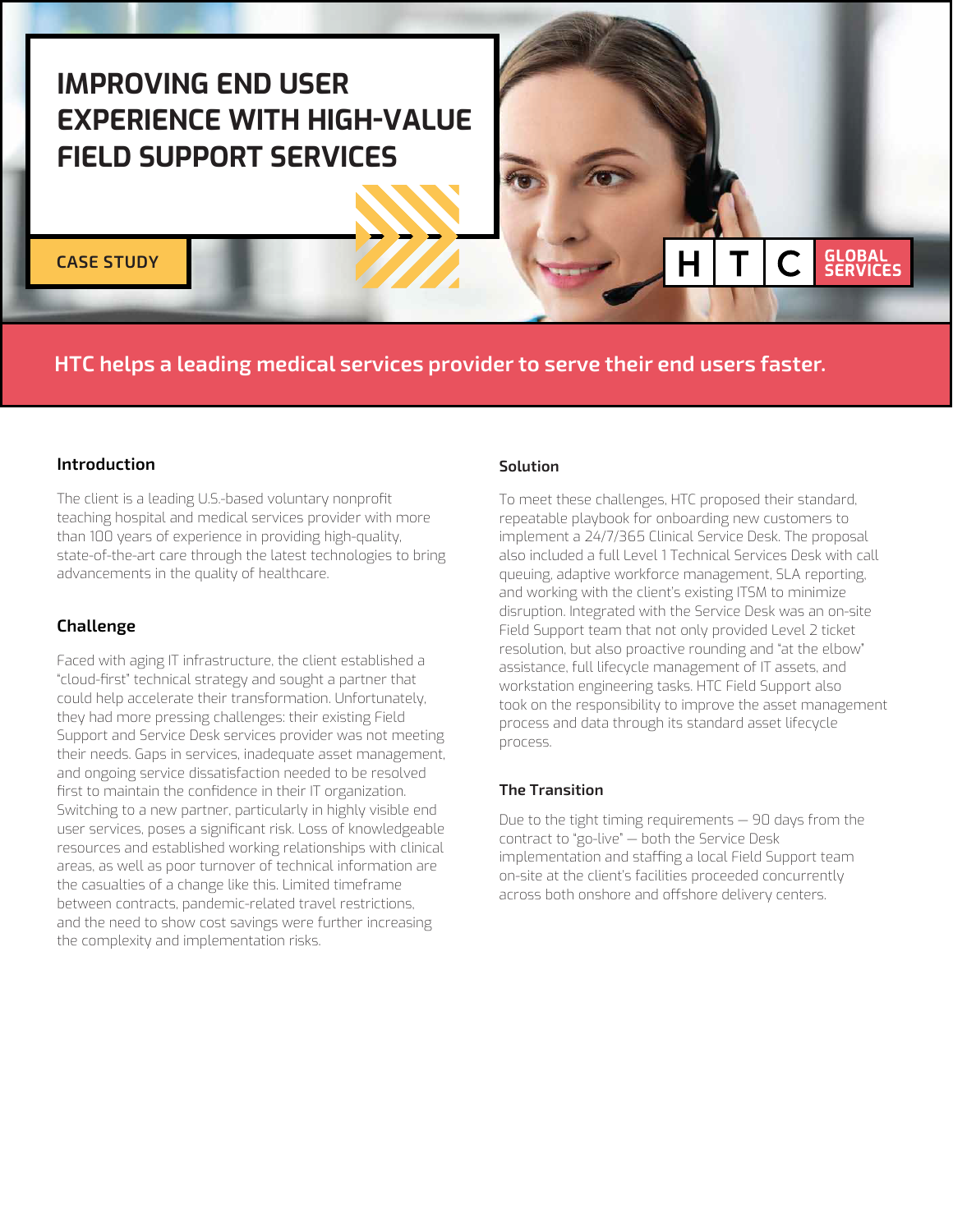# IMPROVING END USER EXPERIENCE WITH HIGH-VALUE FIELD SUPPORT SERVICES

CASE STUDY

HTC GLOBAL SERVICES

**HTC helps a leading medical services provider to serve their end users faster.**

## Introduction

The client is a leading U.S.-based voluntary nonprofit teaching hospital and medical services provider with more than 100 years of experience in providing high-quality, state-of-the-art care through the latest technologies to bring advancements in the quality of healthcare.

## Challenge

Faced with aging IT infrastructure, the client established a "cloud-first" technical strategy and sought a partner that could help accelerate their transformation. Unfortunately, they had more pressing challenges: their existing Field Support and Service Desk services provider was not meeting their needs. Gaps in services, inadequate asset management, and ongoing service dissatisfaction needed to be resolved first to maintain the confidence in their IT organization. Switching to a new partner, particularly in highly visible end user services, poses a significant risk. Loss of knowledgeable resources and established working relationships with clinical areas, as well as poor turnover of technical information are the casualties of a change like this. Limited timeframe between contracts, pandemic-related travel restrictions, and the need to show cost savings were further increasing the complexity and implementation risks.

## Solution

To meet these challenges, HTC proposed their standard, repeatable playbook for onboarding new customers to implement a 24/7/365 Clinical Service Desk. The proposal also included a full Level 1 Technical Services Desk with call queuing, adaptive workforce management, SLA reporting, and working with the client's existing ITSM to minimize disruption. Integrated with the Service Desk was an on-site Field Support team that not only provided Level 2 ticket resolution, but also proactive rounding and "at the elbow" assistance, full lifecycle management of IT assets, and workstation engineering tasks. HTC Field Support also took on the responsibility to improve the asset management process and data through its standard asset lifecycle process.

## The Transition

Due to the tight timing requirements — 90 days from the contract to "go-live" — both the Service Desk implementation and staffing a local Field Support team on-site at the client's facilities proceeded concurrently across both onshore and offshore delivery centers.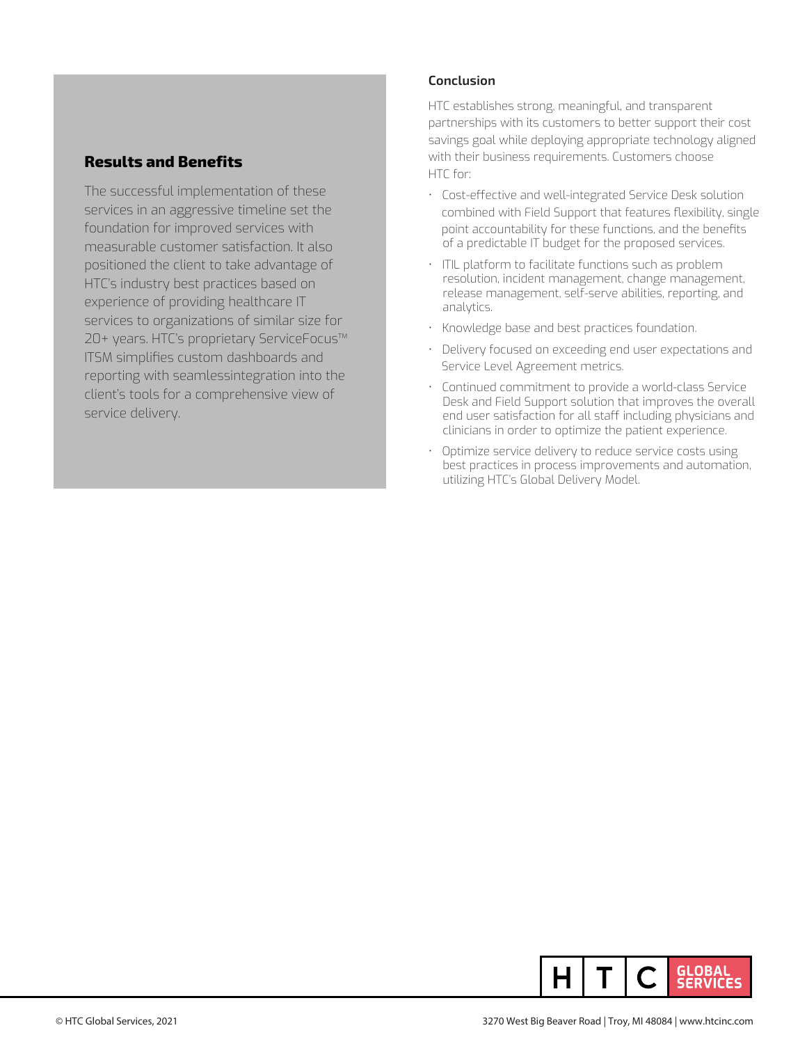## Results and Benefits

The successful implementation of these services in an aggressive timeline set the foundation for improved services with measurable customer satisfaction. It also positioned the client to take advantage of HTC's industry best practices based on experience of providing healthcare IT services to organizations of similar size for 20+ years. HTC's proprietary ServiceFocus™ ITSM simplifies custom dashboards and reporting with seamlessintegration into the client's tools for a comprehensive view of service delivery.

### Conclusion

HTC establishes strong, meaningful, and transparent partnerships with its customers to better support their cost savings goal while deploying appropriate technology aligned with their business requirements. Customers choose HTC for:

- Cost-effective and well-integrated Service Desk solution combined with Field Support that features flexibility, single point accountability for these functions, and the benefits of a predictable IT budget for the proposed services.
- ITIL platform to facilitate functions such as problem resolution, incident management, change management, release management, self-serve abilities, reporting, and analytics.
- Knowledge base and best practices foundation.
- Delivery focused on exceeding end user expectations and Service Level Agreement metrics.
- Continued commitment to provide a world-class Service Desk and Field Support solution that improves the overall end user satisfaction for all staff including physicians and clinicians in order to optimize the patient experience.
- Optimize service delivery to reduce service costs using best practices in process improvements and automation, utilizing HTC's Global Delivery Model.

HTC GLOBAL SERVICES

© HTC Global Services, 2021

3270 West Big Beaver Road | Troy, MI 48084 | www.htcinc.com